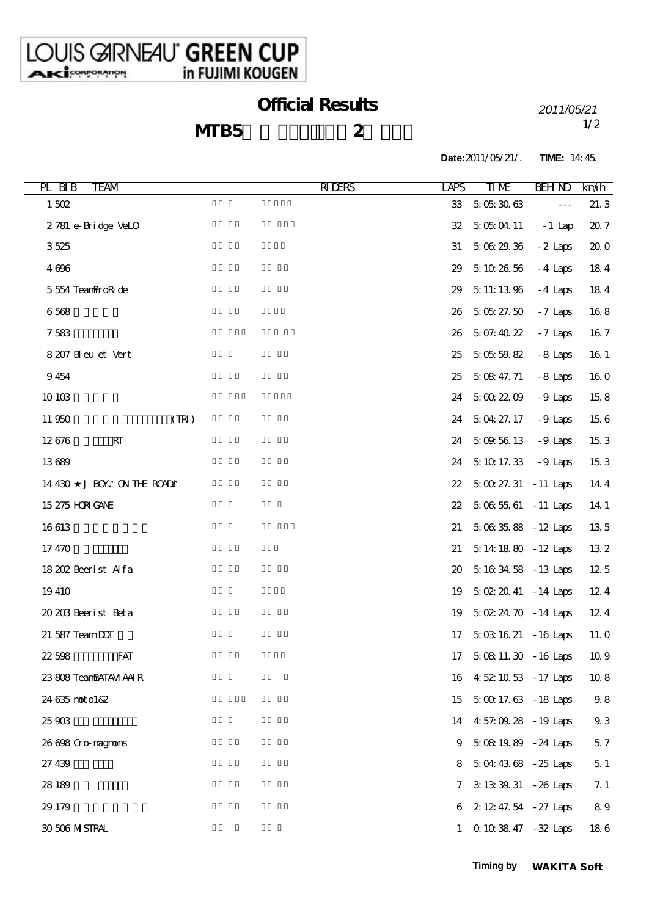LOUIS GARNEAU® GREEN CUP in FUJIMI KOUGEN

AKI CORPORATION

# Official Results

## MTB5 2

2011/05/21

Date: 2011/05/21/. TIME: 14:45.

| PL | BIB | TEAM | RIDERS | LAPS | TIME | BEHIND | km/h |
|---|---|---|---|---|---|---|---|
| 1 | 502 | | | 33 | 5:05:30.63 | --- | 21.3 |
| 2 | 781 | e-Bridge VeLO | | 32 | 5:05:04.11 | -1 Lap | 20.7 |
| 3 | 525 | | | 31 | 5:06:29.36 | -2 Laps | 20.0 |
| 4 | 696 | | | 29 | 5:10:26.56 | -4 Laps | 18.4 |
| 5 | 554 | TeamProRide | | 29 | 5:11:13.96 | -4 Laps | 18.4 |
| 6 | 568 | | | 26 | 5:05:27.50 | -7 Laps | 16.8 |
| 7 | 583 | | | 26 | 5:07:40.22 | -7 Laps | 16.7 |
| 8 | 207 | Bleu et Vert | | 25 | 5:05:59.82 | -8 Laps | 16.1 |
| 9 | 454 | | | 25 | 5:08:47.71 | -8 Laps | 16.0 |
| 10 | 103 | | | 24 | 5:00:22.09 | -9 Laps | 15.8 |
| 11 | 950 | (TRI) | | 24 | 5:04:27.17 | -9 Laps | 15.6 |
| 12 | 676 | RT | | 24 | 5:09:56.13 | -9 Laps | 15.3 |
| 13 | 689 | | | 24 | 5:10:17.33 | -9 Laps | 15.3 |
| 14 | 430 | ★J BOY♪ON THE ROAD♪ | | 22 | 5:00:27.31 | -11 Laps | 14.4 |
| 15 | 275 | HORIGANE | | 22 | 5:06:55.61 | -11 Laps | 14.1 |
| 16 | 613 | | | 21 | 5:06:35.88 | -12 Laps | 13.5 |
| 17 | 470 | | | 21 | 5:14:18.80 | -12 Laps | 13.2 |
| 18 | 202 | Beerist Alfa | | 20 | 5:16:34.58 | -13 Laps | 12.5 |
| 19 | 410 | | | 19 | 5:02:20.41 | -14 Laps | 12.4 |
| 20 | 203 | Beerist Beta | | 19 | 5:02:24.70 | -14 Laps | 12.4 |
| 21 | 587 | Team DDT | | 17 | 5:03:16.21 | -16 Laps | 11.0 |
| 22 | 598 | FAT | | 17 | 5:08:11.30 | -16 Laps | 10.9 |
| 23 | 808 | TeamBATAVIAAIR | | 16 | 4:52:10.53 | -17 Laps | 10.8 |
| 24 | 635 | moto1&2 | | 15 | 5:00:17.63 | -18 Laps | 9.8 |
| 25 | 903 | | | 14 | 4:57:09.28 | -19 Laps | 9.3 |
| 26 | 698 | Cro-magnons | | 9 | 5:08:19.89 | -24 Laps | 5.7 |
| 27 | 439 | | | 8 | 5:04:43.68 | -25 Laps | 5.1 |
| 28 | 189 | | | 7 | 3:13:39.31 | -26 Laps | 7.1 |
| 29 | 179 | | | 6 | 2:12:47.54 | -27 Laps | 8.9 |
| 30 | 506 | MISTRAL | | 1 | 0:10:38.47 | -32 Laps | 18.6 |

Timing by WAKITA Soft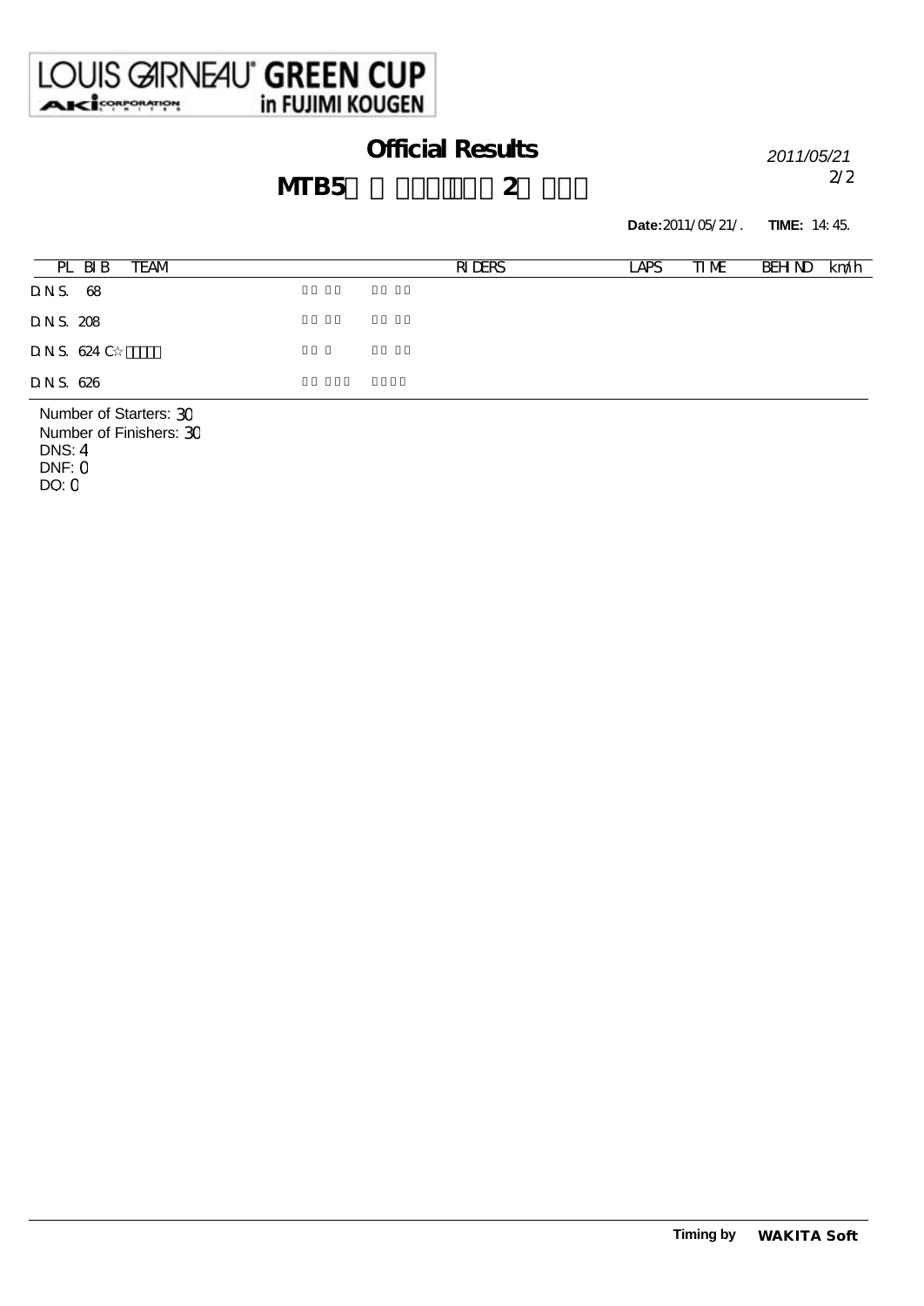LOUIS GARNEAU® GREEN CUP in FUJIMI KOUGEN

# Official Results

## MTB5　　　　　　2　　

2011/05/21

**Date:** 2011/05/21/. **TIME:** 14:45.

| PL | BIB | TEAM | RIDERS | | LAPS | TIME | BEHIND | km/h |
|---|---|---|---|---|---|---|---|---|
| D.N.S. | 68 | | | | | | | |
| D.N.S. | 208 | | | | | | | |
| D.N.S. | 624 | C☆ | | | | | | |
| D.N.S. | 626 | | | | | | | |

Number of Starters: 30
Number of Finishers: 30
DNS: 4
DNF: 0
DQ: 0

Timing by WAKITA Soft